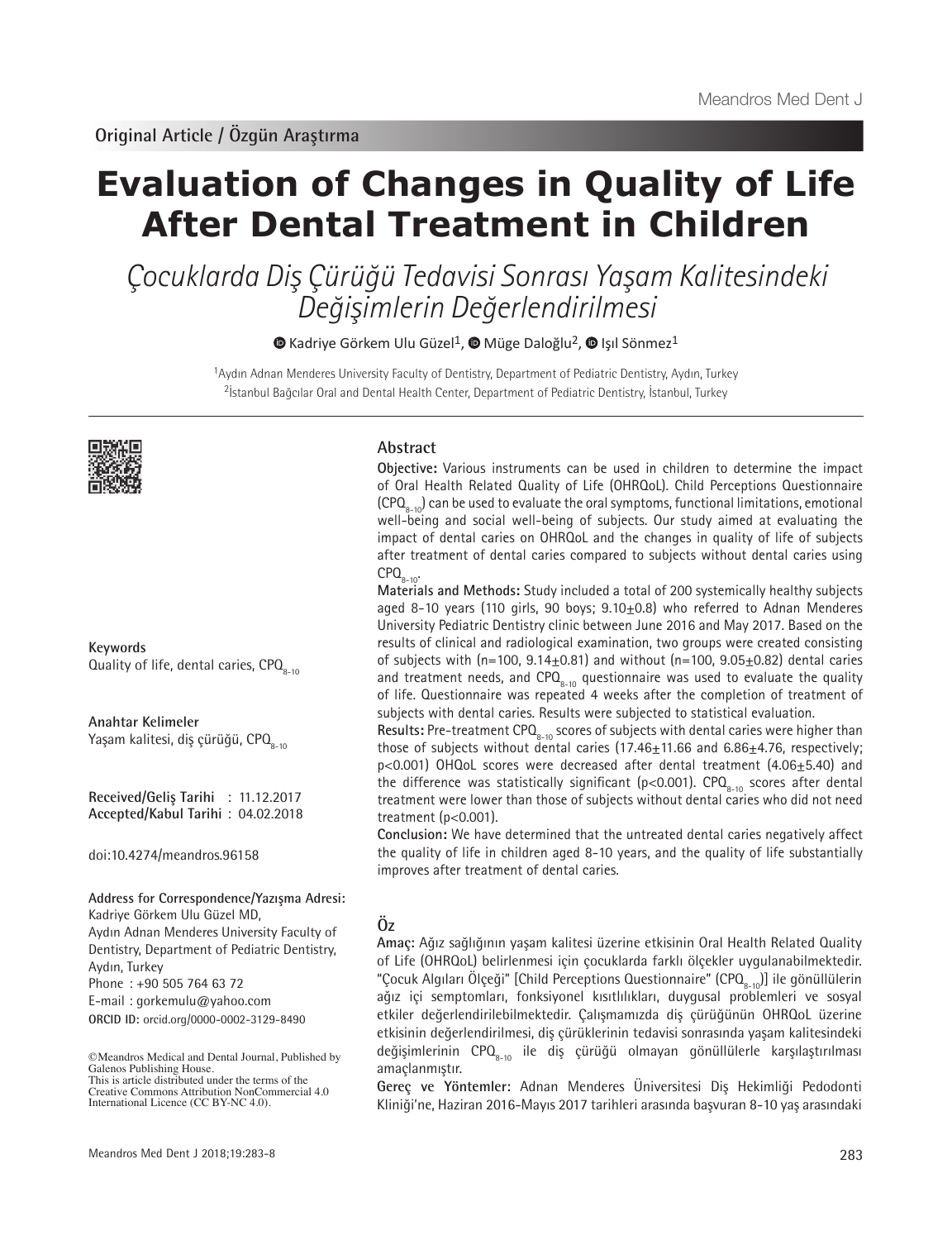Original Article / Özgün Araştırma

# Evaluation of Changes in Quality of Life After Dental Treatment in Children

## *Çocuklarda Diş Çürüğü Tedavisi Sonrası Yaşam Kalitesindeki Değişimlerin Değerlendirilmesi*

Kadriye Görkem Ulu Güzel[1], Müge Daloğlu[2], Işıl Sönmez[1]

[1]Aydın Adnan Menderes University Faculty of Dentistry, Department of Pediatric Dentistry, Aydın, Turkey
[2]İstanbul Bağcılar Oral and Dental Health Center, Department of Pediatric Dentistry, İstanbul, Turkey

**Keywords**
Quality of life, dental caries, $CPQ_{8-10}$

**Anahtar Kelimeler**
Yaşam kalitesi, diş çürüğü, $CPQ_{8-10}$

**Received/Geliş Tarihi** : 11.12.2017
**Accepted/Kabul Tarihi** : 04.02.2018

doi:10.4274/meandros.96158

**Address for Correspondence/Yazışma Adresi:**
Kadriye Görkem Ulu Güzel MD,
Aydın Adnan Menderes University Faculty of Dentistry, Department of Pediatric Dentistry,
Aydın, Turkey
Phone : +90 505 764 63 72
E-mail : gorkemulu@yahoo.com
**ORCID ID:** orcid.org/0000-0002-3129-8490

©Meandros Medical and Dental Journal, Published by Galenos Publishing House.
This is article distributed under the terms of the Creative Commons Attribution NonCommercial 4.0 International Licence (CC BY-NC 4.0).

## Abstract

**Objective:** Various instruments can be used in children to determine the impact of Oral Health Related Quality of Life (OHRQoL). Child Perceptions Questionnaire ($CPQ_{8-10}$) can be used to evaluate the oral symptoms, functional limitations, emotional well-being and social well-being of subjects. Our study aimed at evaluating the impact of dental caries on OHRQoL and the changes in quality of life of subjects after treatment of dental caries compared to subjects without dental caries using $CPQ_{8-10}$.

**Materials and Methods:** Study included a total of 200 systemically healthy subjects aged 8-10 years (110 girls, 90 boys; 9.10±0.8) who referred to Adnan Menderes University Pediatric Dentistry clinic between June 2016 and May 2017. Based on the results of clinical and radiological examination, two groups were created consisting of subjects with (n=100, 9.14±0.81) and without (n=100, 9.05±0.82) dental caries and treatment needs, and $CPQ_{8-10}$ questionnaire was used to evaluate the quality of life. Questionnaire was repeated 4 weeks after the completion of treatment of subjects with dental caries. Results were subjected to statistical evaluation.

**Results:** Pre-treatment $CPQ_{8-10}$ scores of subjects with dental caries were higher than those of subjects without dental caries (17.46±11.66 and 6.86±4.76, respectively; $p<0.001$) OHQoL scores were decreased after dental treatment (4.06±5.40) and the difference was statistically significant ($p<0.001$). $CPQ_{8-10}$ scores after dental treatment were lower than those of subjects without dental caries who did not need treatment ($p<0.001$).

**Conclusion:** We have determined that the untreated dental caries negatively affect the quality of life in children aged 8-10 years, and the quality of life substantially improves after treatment of dental caries.

## Öz

**Amaç:** Ağız sağlığının yaşam kalitesi üzerine etkisinin Oral Health Related Quality of Life (OHRQoL) belirlenmesi için çocuklarda farklı ölçekler uygulanabilmektedir. "Çocuk Algıları Ölçeği" [Child Perceptions Questionnaire" ($CPQ_{8-10}$)] ile gönüllülerin ağız içi semptomları, fonksiyonel kısıtlılıkları, duygusal problemleri ve sosyal etkiler değerlendirilebilmektedir. Çalışmamızda diş çürüğünün OHRQoL üzerine etkisinin değerlendirilmesi, diş çürüklerinin tedavisi sonrasında yaşam kalitesindeki değişimlerinin $CPQ_{8-10}$ ile diş çürüğü olmayan gönüllülerle karşılaştırılması amaçlanmıştır.

**Gereç ve Yöntemler:** Adnan Menderes Üniversitesi Diş Hekimliği Pedodonti Kliniği'ne, Haziran 2016-Mayıs 2017 tarihleri arasında başvuran 8-10 yaş arasındaki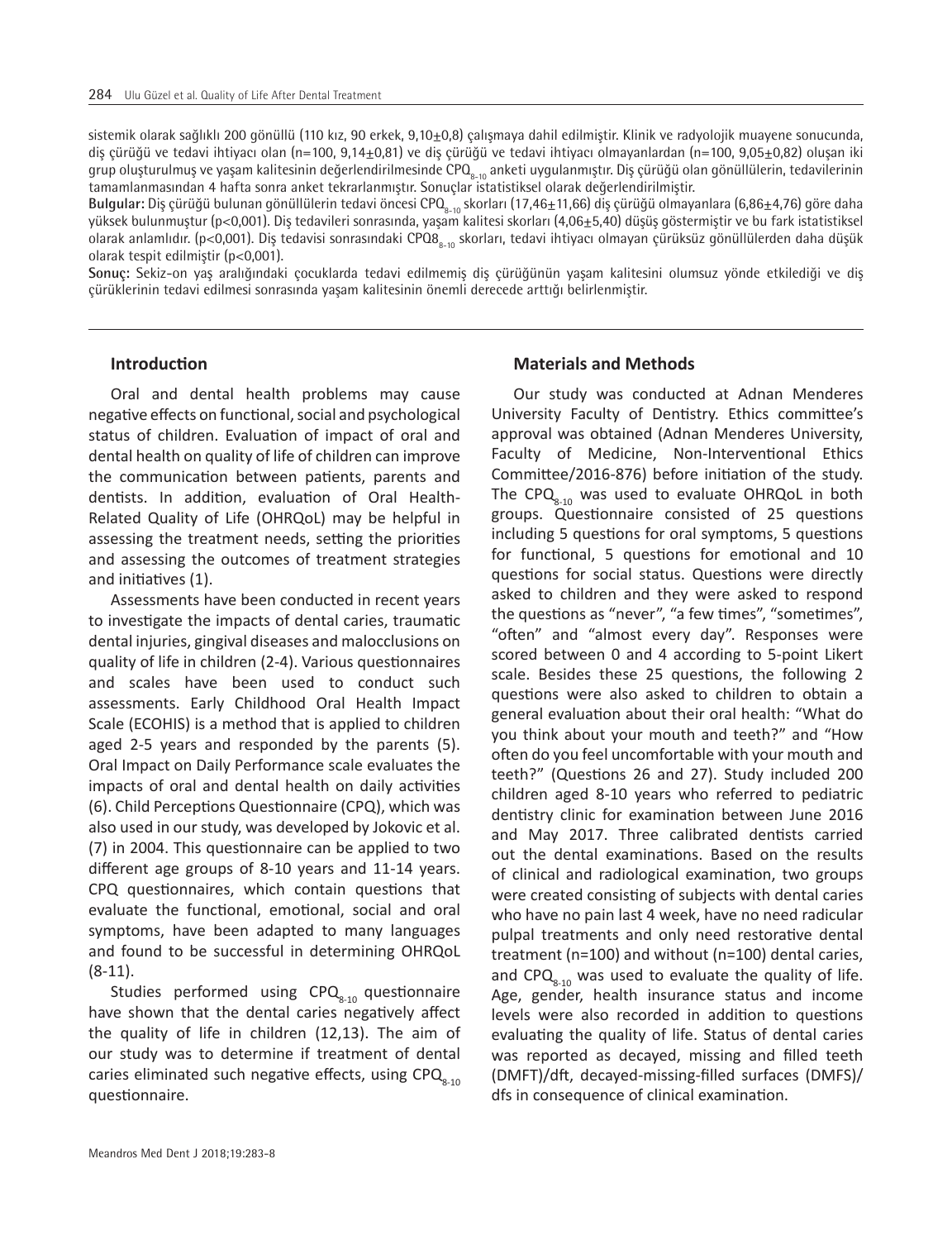sistemik olarak sağlıklı 200 gönüllü (110 kız, 90 erkek, 9,10±0,8) çalışmaya dahil edilmiştir. Klinik ve radyolojik muayene sonucunda, diş çürüğü ve tedavi ihtiyacı olan (n=100, 9,14±0,81) ve diş çürüğü ve tedavi ihtiyacı olmayanlardan (n=100, 9,05±0,82) oluşan iki grup oluşturulmuş ve yaşam kalitesinin değerlendirilmesinde $CPQ_{8-10}$ anketi uygulanmıştır. Diş çürüğü olan gönüllülerin, tedavilerinin tamamlanmasından 4 hafta sonra anket tekrarlanmıştır. Sonuçlar istatistiksel olarak değerlendirilmiştir.

**Bulgular:** Diş çürüğü bulunan gönüllülerin tedavi öncesi $CPQ_{8-10}$ skorları (17,46±11,66) diş çürüğü olmayanlara (6,86±4,76) göre daha yüksek bulunmuştur (p<0,001). Diş tedavileri sonrasında, yaşam kalitesi skorları (4,06±5,40) düşüş göstermiştir ve bu fark istatistiksel olarak anlamlıdır. (p<0,001). Diş tedavisi sonrasındaki $CPQ8_{8-10}$ skorları, tedavi ihtiyacı olmayan çürüksüz gönüllülerden daha düşük olarak tespit edilmiştir (p<0,001).

**Sonuç:** Sekiz-on yaş aralığındaki çocuklarda tedavi edilmemiş diş çürüğünün yaşam kalitesini olumsuz yönde etkilediği ve diş çürüklerinin tedavi edilmesi sonrasında yaşam kalitesinin önemli derecede arttığı belirlenmiştir.

## Introduction

Oral and dental health problems may cause negative effects on functional, social and psychological status of children. Evaluation of impact of oral and dental health on quality of life of children can improve the communication between patients, parents and dentists. In addition, evaluation of Oral Health-Related Quality of Life (OHRQoL) may be helpful in assessing the treatment needs, setting the priorities and assessing the outcomes of treatment strategies and initiatives (1).

Assessments have been conducted in recent years to investigate the impacts of dental caries, traumatic dental injuries, gingival diseases and malocclusions on quality of life in children (2-4). Various questionnaires and scales have been used to conduct such assessments. Early Childhood Oral Health Impact Scale (ECOHIS) is a method that is applied to children aged 2-5 years and responded by the parents (5). Oral Impact on Daily Performance scale evaluates the impacts of oral and dental health on daily activities (6). Child Perceptions Questionnaire (CPQ), which was also used in our study, was developed by Jokovic et al. (7) in 2004. This questionnaire can be applied to two different age groups of 8-10 years and 11-14 years. CPQ questionnaires, which contain questions that evaluate the functional, emotional, social and oral symptoms, have been adapted to many languages and found to be successful in determining OHRQoL (8-11).

Studies performed using $CPQ_{8-10}$ questionnaire have shown that the dental caries negatively affect the quality of life in children (12,13). The aim of our study was to determine if treatment of dental caries eliminated such negative effects, using $CPQ_{8-10}$ questionnaire.

## Materials and Methods

Our study was conducted at Adnan Menderes University Faculty of Dentistry. Ethics committee's approval was obtained (Adnan Menderes University, Faculty of Medicine, Non-Interventional Ethics Committee/2016-876) before initiation of the study. The $CPQ_{8-10}$ was used to evaluate OHRQoL in both groups. Questionnaire consisted of 25 questions including 5 questions for oral symptoms, 5 questions for functional, 5 questions for emotional and 10 questions for social status. Questions were directly asked to children and they were asked to respond the questions as "never", "a few times", "sometimes", "often" and "almost every day". Responses were scored between 0 and 4 according to 5-point Likert scale. Besides these 25 questions, the following 2 questions were also asked to children to obtain a general evaluation about their oral health: "What do you think about your mouth and teeth?" and "How often do you feel uncomfortable with your mouth and teeth?" (Questions 26 and 27). Study included 200 children aged 8-10 years who referred to pediatric dentistry clinic for examination between June 2016 and May 2017. Three calibrated dentists carried out the dental examinations. Based on the results of clinical and radiological examination, two groups were created consisting of subjects with dental caries who have no pain last 4 week, have no need radicular pulpal treatments and only need restorative dental treatment (n=100) and without (n=100) dental caries, and $CPQ_{8-10}$ was used to evaluate the quality of life. Age, gender, health insurance status and income levels were also recorded in addition to questions evaluating the quality of life. Status of dental caries was reported as decayed, missing and filled teeth (DMFT)/dft, decayed-missing-filled surfaces (DMFS)/dfs in consequence of clinical examination.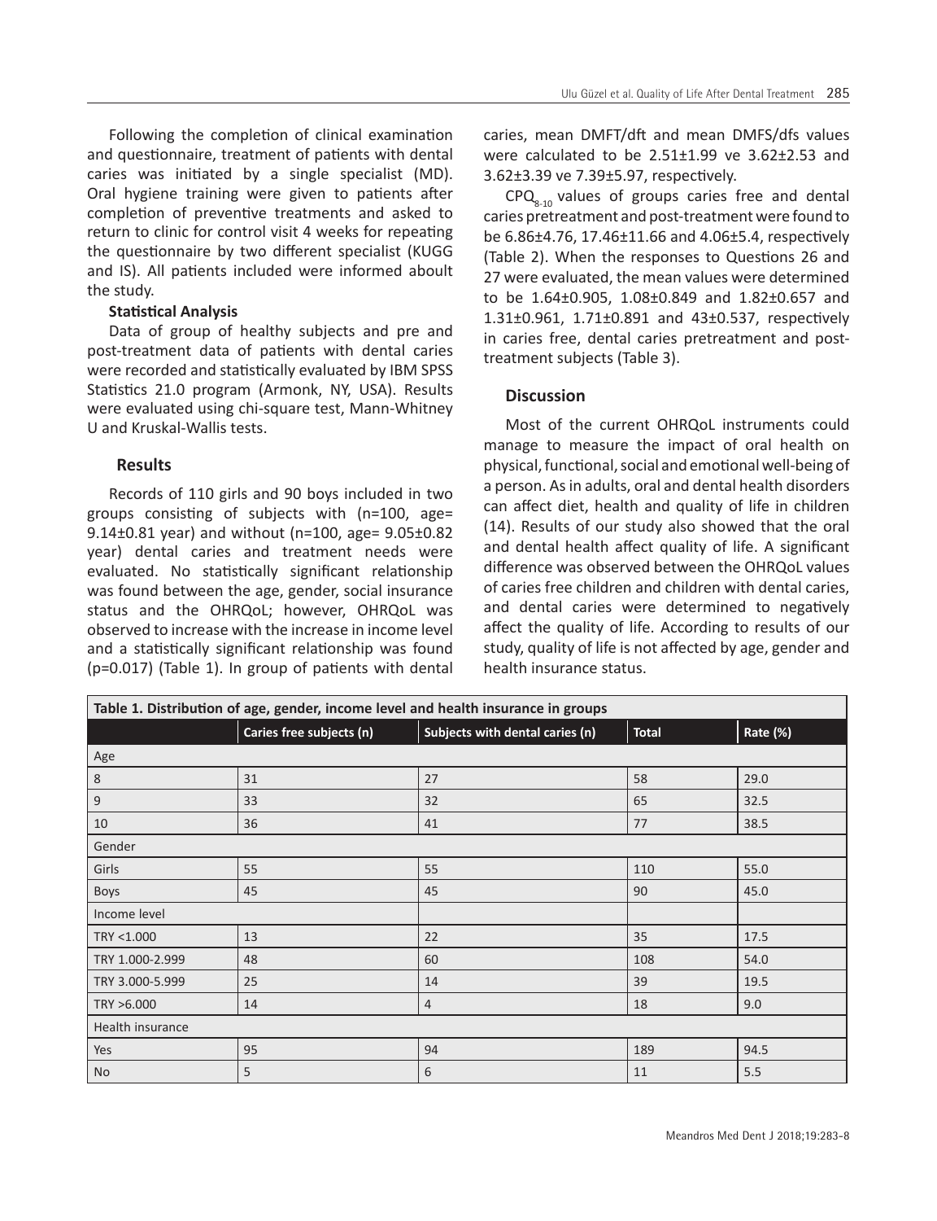Following the completion of clinical examination and questionnaire, treatment of patients with dental caries was initiated by a single specialist (MD). Oral hygiene training were given to patients after completion of preventive treatments and asked to return to clinic for control visit 4 weeks for repeating the questionnaire by two different specialist (KUGG and IS). All patients included were informed aboult the study.

**Statistical Analysis**

Data of group of healthy subjects and pre and post-treatment data of patients with dental caries were recorded and statistically evaluated by IBM SPSS Statistics 21.0 program (Armonk, NY, USA). Results were evaluated using chi-square test, Mann-Whitney U and Kruskal-Wallis tests.

## Results

Records of 110 girls and 90 boys included in two groups consisting of subjects with (n=100, age= 9.14±0.81 year) and without (n=100, age= 9.05±0.82 year) dental caries and treatment needs were evaluated. No statistically significant relationship was found between the age, gender, social insurance status and the OHRQoL; however, OHRQoL was observed to increase with the increase in income level and a statistically significant relationship was found (p=0.017) (Table 1). In group of patients with dental caries, mean DMFT/dft and mean DMFS/dfs values were calculated to be 2.51±1.99 ve 3.62±2.53 and 3.62±3.39 ve 7.39±5.97, respectively.

$CPQ_{8-10}$ values of groups caries free and dental caries pretreatment and post-treatment were found to be 6.86±4.76, 17.46±11.66 and 4.06±5.4, respectively (Table 2). When the responses to Questions 26 and 27 were evaluated, the mean values were determined to be 1.64±0.905, 1.08±0.849 and 1.82±0.657 and 1.31±0.961, 1.71±0.891 and 43±0.537, respectively in caries free, dental caries pretreatment and post-treatment subjects (Table 3).

## Discussion

Most of the current OHRQoL instruments could manage to measure the impact of oral health on physical, functional, social and emotional well-being of a person. As in adults, oral and dental health disorders can affect diet, health and quality of life in children (14). Results of our study also showed that the oral and dental health affect quality of life. A significant difference was observed between the OHRQoL values of caries free children and children with dental caries, and dental caries were determined to negatively affect the quality of life. According to results of our study, quality of life is not affected by age, gender and health insurance status.

**Table 1. Distribution of age, gender, income level and health insurance in groups**

| | Caries free subjects (n) | Subjects with dental caries (n) | Total | Rate (%) |
|---|---|---|---|---|
| Age | | | | |
| 8 | 31 | 27 | 58 | 29.0 |
| 9 | 33 | 32 | 65 | 32.5 |
| 10 | 36 | 41 | 77 | 38.5 |
| Gender | | | | |
| Girls | 55 | 55 | 110 | 55.0 |
| Boys | 45 | 45 | 90 | 45.0 |
| Income level | | | | |
| TRY <1.000 | 13 | 22 | 35 | 17.5 |
| TRY 1.000-2.999 | 48 | 60 | 108 | 54.0 |
| TRY 3.000-5.999 | 25 | 14 | 39 | 19.5 |
| TRY >6.000 | 14 | 4 | 18 | 9.0 |
| Health insurance | | | | |
| Yes | 95 | 94 | 189 | 94.5 |
| No | 5 | 6 | 11 | 5.5 |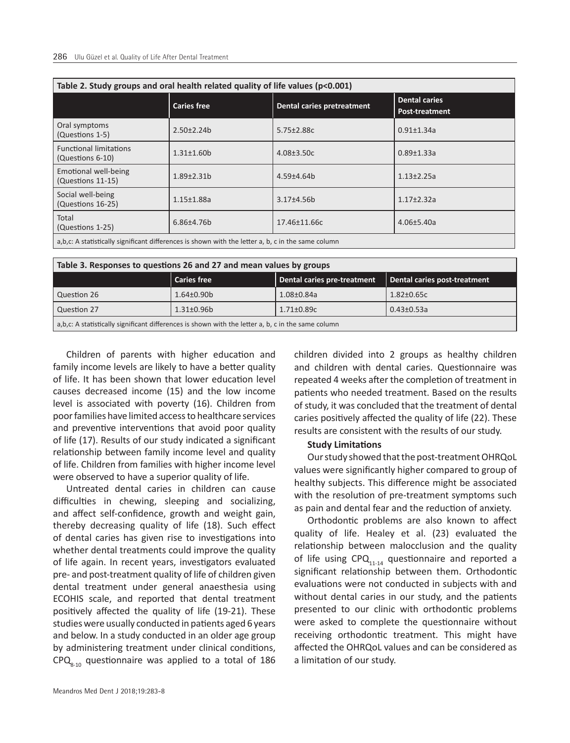**Table 2. Study groups and oral health related quality of life values (p<0.001)**

| | Caries free | Dental caries pretreatment | Dental caries Post-treatment |
|---|---|---|---|
| Oral symptoms (Questions 1-5) | 2.50±2.24b | 5.75±2.88c | 0.91±1.34a |
| Functional limitations (Questions 6-10) | 1.31±1.60b | 4.08±3.50c | 0.89±1.33a |
| Emotional well-being (Questions 11-15) | 1.89±2.31b | 4.59±4.64b | 1.13±2.25a |
| Social well-being (Questions 16-25) | 1.15±1.88a | 3.17±4.56b | 1.17±2.32a |
| Total (Questions 1-25) | 6.86±4.76b | 17.46±11.66c | 4.06±5.40a |

a,b,c: A statistically significant differences is shown with the letter a, b, c in the same column

**Table 3. Responses to questions 26 and 27 and mean values by groups**

| | Caries free | Dental caries pre-treatment | Dental caries post-treatment |
|---|---|---|---|
| Question 26 | 1.64±0.90b | 1.08±0.84a | 1.82±0.65c |
| Question 27 | 1.31±0.96b | 1.71±0.89c | 0.43±0.53a |

a,b,c: A statistically significant differences is shown with the letter a, b, c in the same column

Children of parents with higher education and family income levels are likely to have a better quality of life. It has been shown that lower education level causes decreased income (15) and the low income level is associated with poverty (16). Children from poor families have limited access to healthcare services and preventive interventions that avoid poor quality of life (17). Results of our study indicated a significant relationship between family income level and quality of life. Children from families with higher income level were observed to have a superior quality of life.

Untreated dental caries in children can cause difficulties in chewing, sleeping and socializing, and affect self-confidence, growth and weight gain, thereby decreasing quality of life (18). Such effect of dental caries has given rise to investigations into whether dental treatments could improve the quality of life again. In recent years, investigators evaluated pre- and post-treatment quality of life of children given dental treatment under general anaesthesia using ECOHIS scale, and reported that dental treatment positively affected the quality of life (19-21). These studies were usually conducted in patients aged 6 years and below. In a study conducted in an older age group by administering treatment under clinical conditions, $CPQ_{8-10}$ questionnaire was applied to a total of 186 children divided into 2 groups as healthy children and children with dental caries. Questionnaire was repeated 4 weeks after the completion of treatment in patients who needed treatment. Based on the results of study, it was concluded that the treatment of dental caries positively affected the quality of life (22). These results are consistent with the results of our study.

**Study Limitations**

Our study showed that the post-treatment OHRQoL values were significantly higher compared to group of healthy subjects. This difference might be associated with the resolution of pre-treatment symptoms such as pain and dental fear and the reduction of anxiety.

Orthodontic problems are also known to affect quality of life. Healey et al. (23) evaluated the relationship between malocclusion and the quality of life using $CPQ_{11-14}$ questionnaire and reported a significant relationship between them. Orthodontic evaluations were not conducted in subjects with and without dental caries in our study, and the patients presented to our clinic with orthodontic problems were asked to complete the questionnaire without receiving orthodontic treatment. This might have affected the OHRQoL values and can be considered as a limitation of our study.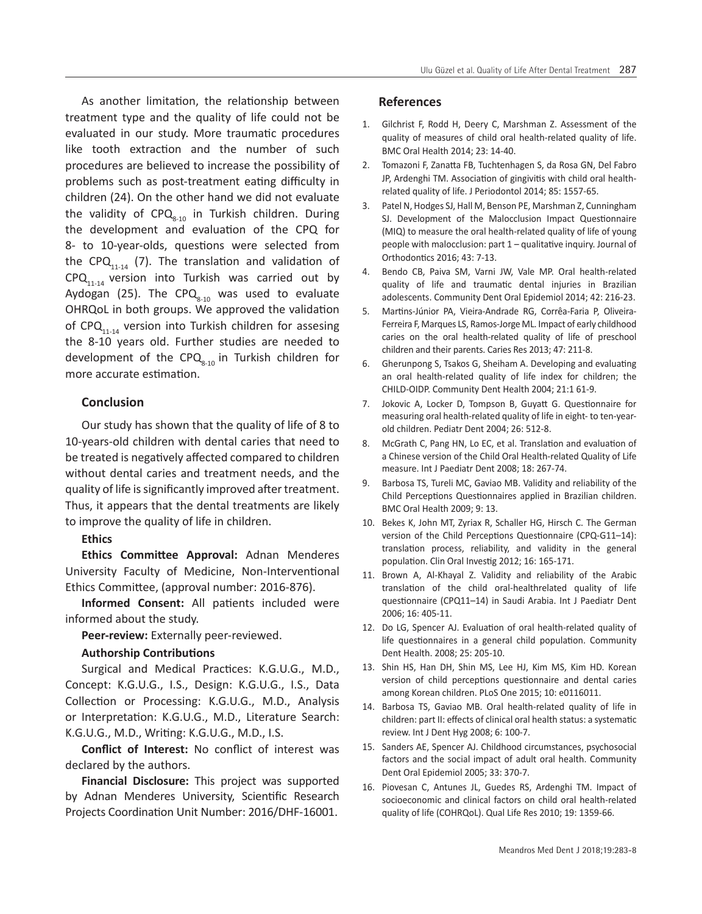As another limitation, the relationship between treatment type and the quality of life could not be evaluated in our study. More traumatic procedures like tooth extraction and the number of such procedures are believed to increase the possibility of problems such as post-treatment eating difficulty in children (24). On the other hand we did not evaluate the validity of $CPQ_{8-10}$ in Turkish children. During the development and evaluation of the CPQ for 8- to 10-year-olds, questions were selected from the $CPQ_{11-14}$ (7). The translation and validation of $CPQ_{11-14}$ version into Turkish was carried out by Aydogan (25). The $CPQ_{8-10}$ was used to evaluate OHRQoL in both groups. We approved the validation of $CPQ_{11-14}$ version into Turkish children for assesing the 8-10 years old. Further studies are needed to development of the $CPQ_{8-10}$ in Turkish children for more accurate estimation.

## Conclusion

Our study has shown that the quality of life of 8 to 10-years-old children with dental caries that need to be treated is negatively affected compared to children without dental caries and treatment needs, and the quality of life is significantly improved after treatment. Thus, it appears that the dental treatments are likely to improve the quality of life in children.

**Ethics**

**Ethics Committee Approval:** Adnan Menderes University Faculty of Medicine, Non-Interventional Ethics Committee, (approval number: 2016-876).

**Informed Consent:** All patients included were informed about the study.

**Peer-review:** Externally peer-reviewed.

**Authorship Contributions**

Surgical and Medical Practices: K.G.U.G., M.D., Concept: K.G.U.G., I.S., Design: K.G.U.G., I.S., Data Collection or Processing: K.G.U.G., M.D., Analysis or Interpretation: K.G.U.G., M.D., Literature Search: K.G.U.G., M.D., Writing: K.G.U.G., M.D., I.S.

**Conflict of Interest:** No conflict of interest was declared by the authors.

**Financial Disclosure:** This project was supported by Adnan Menderes University, Scientific Research Projects Coordination Unit Number: 2016/DHF-16001.

## References

1. Gilchrist F, Rodd H, Deery C, Marshman Z. Assessment of the quality of measures of child oral health-related quality of life. BMC Oral Health 2014; 23: 14-40.
2. Tomazoni F, Zanatta FB, Tuchtenhagen S, da Rosa GN, Del Fabro JP, Ardenghi TM. Association of gingivitis with child oral health-related quality of life. J Periodontol 2014; 85: 1557-65.
3. Patel N, Hodges SJ, Hall M, Benson PE, Marshman Z, Cunningham SJ. Development of the Malocclusion Impact Questionnaire (MIQ) to measure the oral health-related quality of life of young people with malocclusion: part 1 – qualitative inquiry. Journal of Orthodontics 2016; 43: 7-13.
4. Bendo CB, Paiva SM, Varni JW, Vale MP. Oral health-related quality of life and traumatic dental injuries in Brazilian adolescents. Community Dent Oral Epidemiol 2014; 42: 216-23.
5. Martins-Júnior PA, Vieira-Andrade RG, Corrêa-Faria P, Oliveira-Ferreira F, Marques LS, Ramos-Jorge ML. Impact of early childhood caries on the oral health-related quality of life of preschool children and their parents. Caries Res 2013; 47: 211-8.
6. Gherunpong S, Tsakos G, Sheiham A. Developing and evaluating an oral health-related quality of life index for children; the CHILD-OIDP. Community Dent Health 2004; 21:1 61-9.
7. Jokovic A, Locker D, Tompson B, Guyatt G. Questionnaire for measuring oral health-related quality of life in eight- to ten-year-old children. Pediatr Dent 2004; 26: 512-8.
8. McGrath C, Pang HN, Lo EC, et al. Translation and evaluation of a Chinese version of the Child Oral Health-related Quality of Life measure. Int J Paediatr Dent 2008; 18: 267-74.
9. Barbosa TS, Tureli MC, Gaviao MB. Validity and reliability of the Child Perceptions Questionnaires applied in Brazilian children. BMC Oral Health 2009; 9: 13.
10. Bekes K, John MT, Zyriax R, Schaller HG, Hirsch C. The German version of the Child Perceptions Questionnaire (CPQ-G11–14): translation process, reliability, and validity in the general population. Clin Oral Investig 2012; 16: 165-171.
11. Brown A, Al-Khayal Z. Validity and reliability of the Arabic translation of the child oral-healthrelated quality of life questionnaire (CPQ11–14) in Saudi Arabia. Int J Paediatr Dent 2006; 16: 405-11.
12. Do LG, Spencer AJ. Evaluation of oral health-related quality of life questionnaires in a general child population. Community Dent Health. 2008; 25: 205-10.
13. Shin HS, Han DH, Shin MS, Lee HJ, Kim MS, Kim HD. Korean version of child perceptions questionnaire and dental caries among Korean children. PLoS One 2015; 10: e0116011.
14. Barbosa TS, Gaviao MB. Oral health-related quality of life in children: part II: effects of clinical oral health status: a systematic review. Int J Dent Hyg 2008; 6: 100-7.
15. Sanders AE, Spencer AJ. Childhood circumstances, psychosocial factors and the social impact of adult oral health. Community Dent Oral Epidemiol 2005; 33: 370-7.
16. Piovesan C, Antunes JL, Guedes RS, Ardenghi TM. Impact of socioeconomic and clinical factors on child oral health-related quality of life (COHRQoL). Qual Life Res 2010; 19: 1359-66.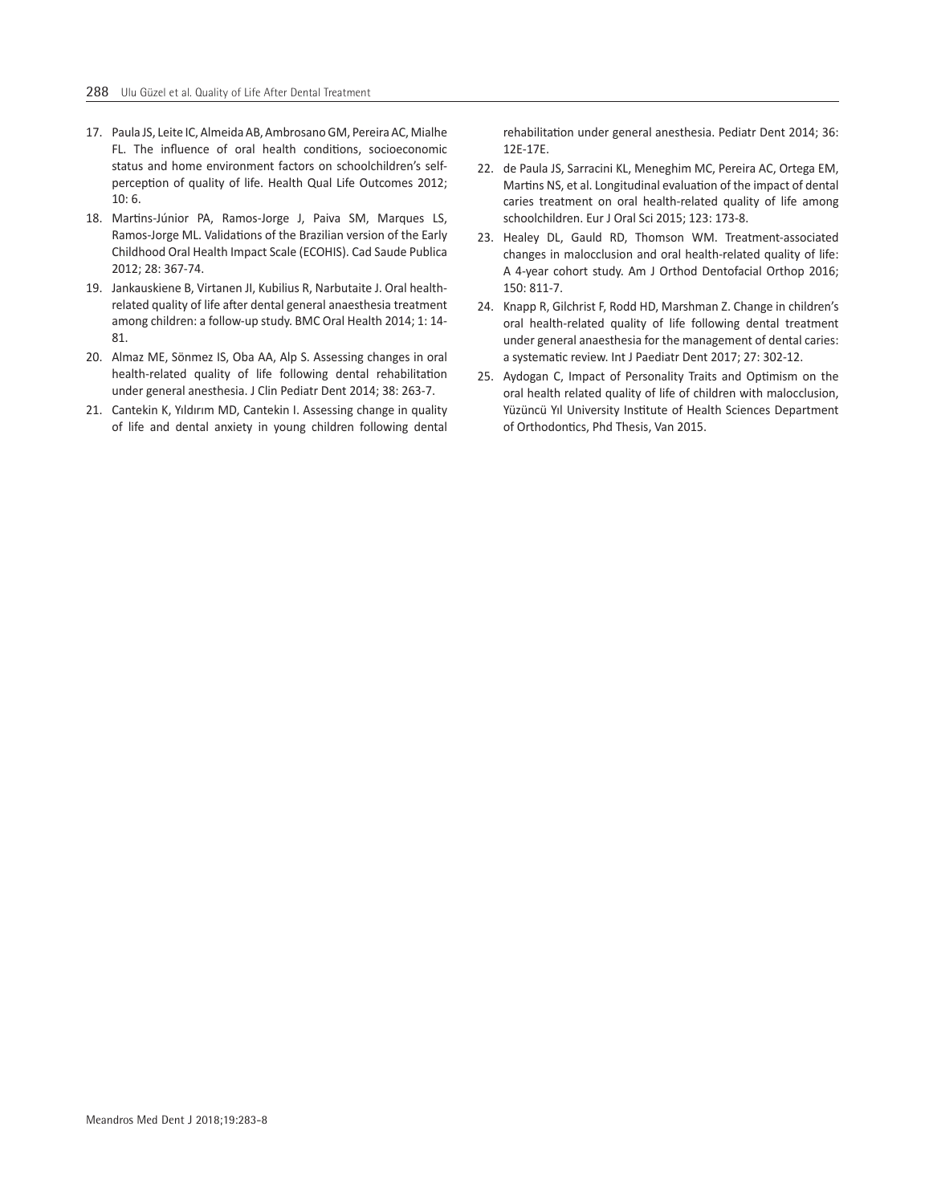17. Paula JS, Leite IC, Almeida AB, Ambrosano GM, Pereira AC, Mialhe FL. The influence of oral health conditions, socioeconomic status and home environment factors on schoolchildren's self-perception of quality of life. Health Qual Life Outcomes 2012; 10: 6.
18. Martins-Júnior PA, Ramos-Jorge J, Paiva SM, Marques LS, Ramos-Jorge ML. Validations of the Brazilian version of the Early Childhood Oral Health Impact Scale (ECOHIS). Cad Saude Publica 2012; 28: 367-74.
19. Jankauskiene B, Virtanen JI, Kubilius R, Narbutaite J. Oral health-related quality of life after dental general anaesthesia treatment among children: a follow-up study. BMC Oral Health 2014; 1: 14-81.
20. Almaz ME, Sönmez IS, Oba AA, Alp S. Assessing changes in oral health-related quality of life following dental rehabilitation under general anesthesia. J Clin Pediatr Dent 2014; 38: 263-7.
21. Cantekin K, Yıldırım MD, Cantekin I. Assessing change in quality of life and dental anxiety in young children following dental rehabilitation under general anesthesia. Pediatr Dent 2014; 36: 12E-17E.
22. de Paula JS, Sarracini KL, Meneghim MC, Pereira AC, Ortega EM, Martins NS, et al. Longitudinal evaluation of the impact of dental caries treatment on oral health-related quality of life among schoolchildren. Eur J Oral Sci 2015; 123: 173-8.
23. Healey DL, Gauld RD, Thomson WM. Treatment-associated changes in malocclusion and oral health-related quality of life: A 4-year cohort study. Am J Orthod Dentofacial Orthop 2016; 150: 811-7.
24. Knapp R, Gilchrist F, Rodd HD, Marshman Z. Change in children's oral health-related quality of life following dental treatment under general anaesthesia for the management of dental caries: a systematic review. Int J Paediatr Dent 2017; 27: 302-12.
25. Aydogan C, Impact of Personality Traits and Optimism on the oral health related quality of life of children with malocclusion, Yüzüncü Yıl University Institute of Health Sciences Department of Orthodontics, Phd Thesis, Van 2015.